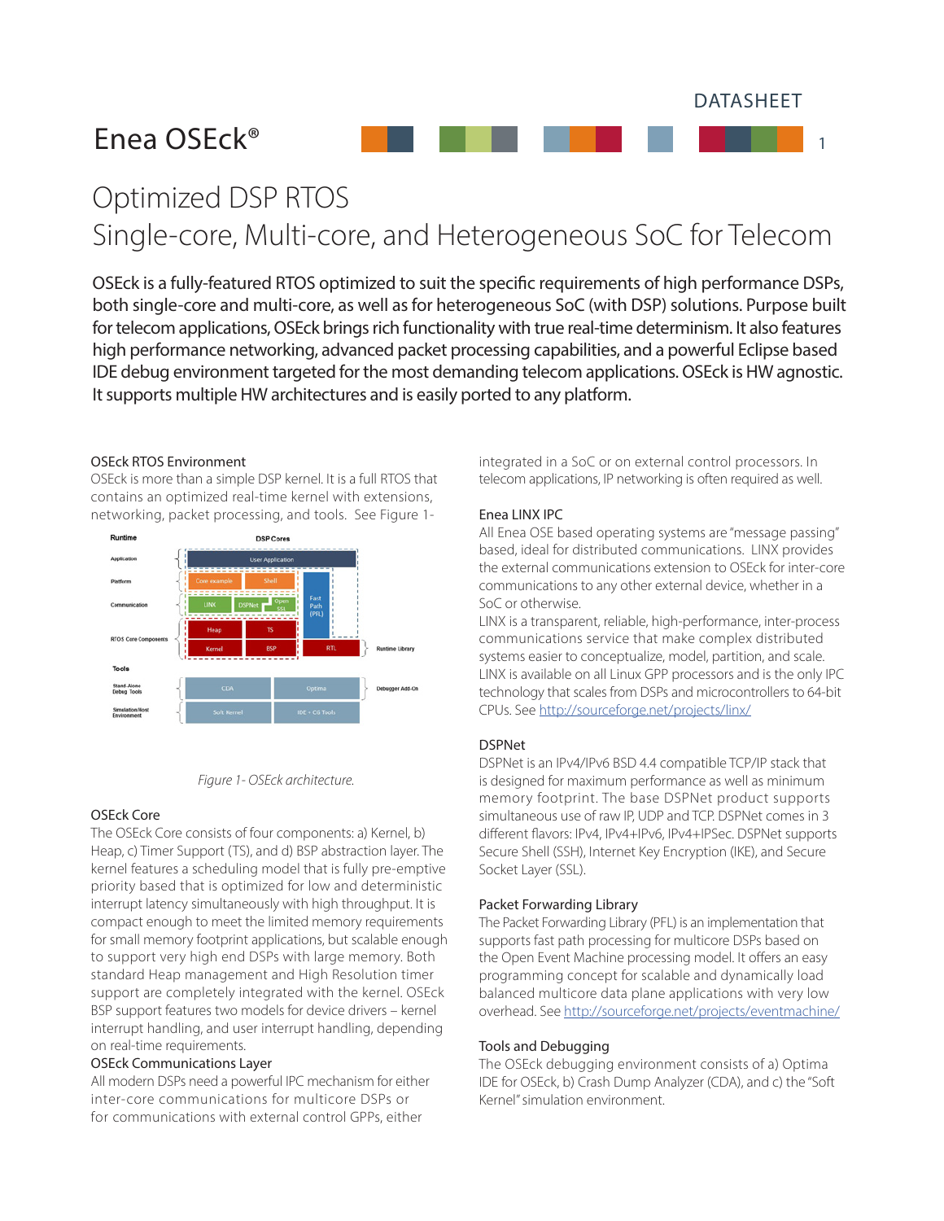DATASHEET

# Enea OSEck®

## Optimized DSP RTOS
## Single-core, Multi-core, and Heterogeneous SoC for Telecom

OSEck is a fully-featured RTOS optimized to suit the specific requirements of high performance DSPs, both single-core and multi-core, as well as for heterogeneous SoC (with DSP) solutions. Purpose built for telecom applications, OSEck brings rich functionality with true real-time determinism. It also features high performance networking, advanced packet processing capabilities, and a powerful Eclipse based IDE debug environment targeted for the most demanding telecom applications. OSEck is HW agnostic. It supports multiple HW architectures and is easily ported to any platform.

### OSEck RTOS Environment

OSEck is more than a simple DSP kernel. It is a full RTOS that contains an optimized real-time kernel with extensions, networking, packet processing, and tools. See Figure 1-

*Figure 1- OSEck architecture.*

### OSEck Core

The OSEck Core consists of four components: a) Kernel, b) Heap, c) Timer Support (TS), and d) BSP abstraction layer. The kernel features a scheduling model that is fully pre-emptive priority based that is optimized for low and deterministic interrupt latency simultaneously with high throughput. It is compact enough to meet the limited memory requirements for small memory footprint applications, but scalable enough to support very high end DSPs with large memory. Both standard Heap management and High Resolution timer support are completely integrated with the kernel. OSEck BSP support features two models for device drivers – kernel interrupt handling, and user interrupt handling, depending on real-time requirements.

### OSEck Communications Layer

All modern DSPs need a powerful IPC mechanism for either inter-core communications for multicore DSPs or for communications with external control GPPs, either integrated in a SoC or on external control processors. In telecom applications, IP networking is often required as well.

### Enea LINX IPC

All Enea OSE based operating systems are "message passing" based, ideal for distributed communications. LINX provides the external communications extension to OSEck for inter-core communications to any other external device, whether in a SoC or otherwise.

LINX is a transparent, reliable, high-performance, inter-process communications service that make complex distributed systems easier to conceptualize, model, partition, and scale. LINX is available on all Linux GPP processors and is the only IPC technology that scales from DSPs and microcontrollers to 64-bit CPUs. See http://sourceforge.net/projects/linx/

### DSPNet

DSPNet is an IPv4/IPv6 BSD 4.4 compatible TCP/IP stack that is designed for maximum performance as well as minimum memory footprint. The base DSPNet product supports simultaneous use of raw IP, UDP and TCP. DSPNet comes in 3 different flavors: IPv4, IPv4+IPv6, IPv4+IPSec. DSPNet supports Secure Shell (SSH), Internet Key Encryption (IKE), and Secure Socket Layer (SSL).

### Packet Forwarding Library

The Packet Forwarding Library (PFL) is an implementation that supports fast path processing for multicore DSPs based on the Open Event Machine processing model. It offers an easy programming concept for scalable and dynamically load balanced multicore data plane applications with very low overhead. See http://sourceforge.net/projects/eventmachine/

### Tools and Debugging

The OSEck debugging environment consists of a) Optima IDE for OSEck, b) Crash Dump Analyzer (CDA), and c) the "Soft Kernel" simulation environment.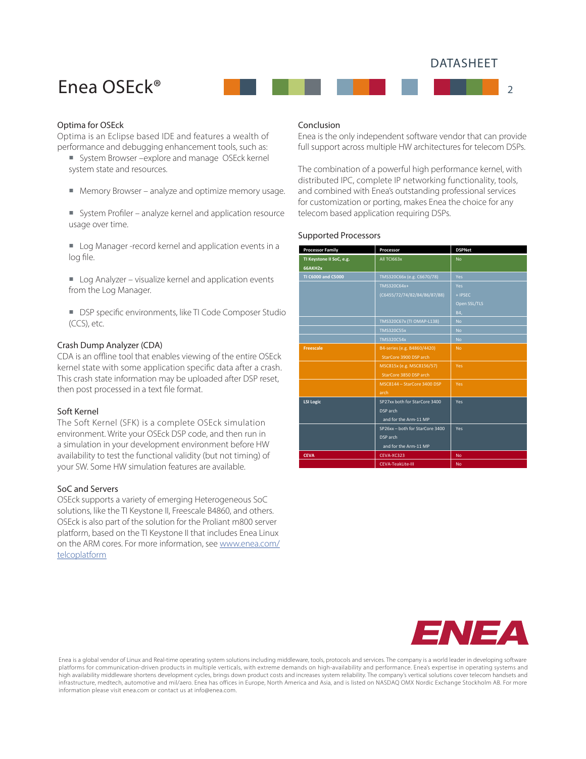# Enea OSEck®

### Optima for OSEck

Optima is an Eclipse based IDE and features a wealth of performance and debugging enhancement tools, such as:

- System Browser –explore and manage OSEck kernel system state and resources.
- Memory Browser – analyze and optimize memory usage.
- System Profiler – analyze kernel and application resource usage over time.
- Log Manager -record kernel and application events in a log file.
- Log Analyzer – visualize kernel and application events from the Log Manager.
- DSP specific environments, like TI Code Composer Studio (CCS), etc.

### Crash Dump Analyzer (CDA)

CDA is an offline tool that enables viewing of the entire OSEck kernel state with some application specific data after a crash. This crash state information may be uploaded after DSP reset, then post processed in a text file format.

### Soft Kernel

The Soft Kernel (SFK) is a complete OSEck simulation environment. Write your OSEck DSP code, and then run in a simulation in your development environment before HW availability to test the functional validity (but not timing) of your SW. Some HW simulation features are available.

### SoC and Servers

OSEck supports a variety of emerging Heterogeneous SoC solutions, like the TI Keystone II, Freescale B4860, and others. OSEck is also part of the solution for the Proliant m800 server platform, based on the TI Keystone II that includes Enea Linux on the ARM cores. For more information, see [www.enea.com/telcoplatform](www.enea.com/telcoplatform)

### Conclusion

Enea is the only independent software vendor that can provide full support across multiple HW architectures for telecom DSPs.

The combination of a powerful high performance kernel, with distributed IPC, complete IP networking functionality, tools, and combined with Enea's outstanding professional services for customization or porting, makes Enea the choice for any telecom based application requiring DSPs.

### Supported Processors

| Processor Family | Processor | DSPNet |
|---|---|---|
| TI Keystone II SoC, e.g. 66AKH2x | All TCI663x | No |
| TI C6000 and C5000 | TMS320C66x (e.g. C6670/78) | Yes |
| | TMS320C64x+ (C6455/72/74/82/84/86/87/88) | Yes + IPSEC Open SSL/TLS B4, |
| | TMS320C67x (TI OMAP-L138) | No |
| | TMS320C55x | No |
| | TMS320C54x | No |
| Freescale | B4-series (e.g. B4860/4420) StarCore 3900 DSP arch | No |
| | MSC815x (e.g. MSC8156/57) StarCore 3850 DSP arch | Yes |
| | MSC8144 – StarCore 3400 DSP arch | Yes |
| LSI Logic | SP27xx both for StarCore 3400 DSP arch and for the Arm-11 MP | Yes |
| | SP26xx – both for StarCore 3400 DSP arch and for the Arm-11 MP | Yes |
| CEVA | CEVA-XC323 | No |
| | CEVA-TeakLite-III | No |

ENEA

Enea is a global vendor of Linux and Real-time operating system solutions including middleware, tools, protocols and services. The company is a world leader in developing software platforms for communication-driven products in multiple verticals, with extreme demands on high-availability and performance. Enea's expertise in operating systems and high availability middleware shortens development cycles, brings down product costs and increases system reliability. The company's vertical solutions cover telecom handsets and infrastructure, medtech, automotive and mil/aero. Enea has offices in Europe, North America and Asia, and is listed on NASDAQ OMX Nordic Exchange Stockholm AB. For more information please visit enea.com or contact us at info@enea.com.